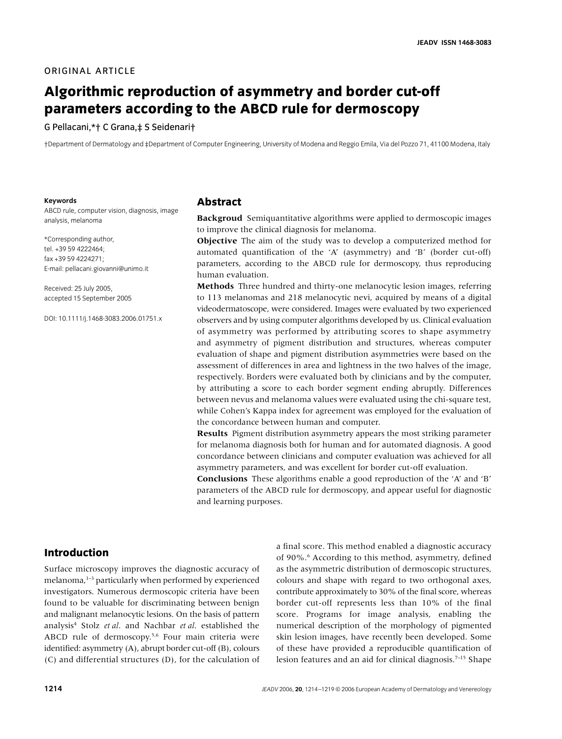ORIGINAL ARTICLE

# Algorithmic reproduction of asymmetry and border cut-off parameters according to the ABCD rule for dermoscopy

G Pellacani,*† C Grana,‡ S Seidenari†

†Department of Dermatology and ‡Department of Computer Engineering, University of Modena and Reggio Emila, Via del Pozzo 71, 41100 Modena, Italy

**Keywords**

ABCD rule, computer vision, diagnosis, image analysis, melanoma

*Corresponding author, tel. +39 59 4222464; fax +39 59 4224271; E-mail: pellacani.giovanni@unimo.it

Received: 25 July 2005, accepted 15 September 2005

DOI: 10.1111/j.1468-3083.2006.01751.x

## Abstract

**Backgroud** Semiquantitative algorithms were applied to dermoscopic images to improve the clinical diagnosis for melanoma.

**Objective** The aim of the study was to develop a computerized method for automated quantification of the 'A' (asymmetry) and 'B' (border cut-off) parameters, according to the ABCD rule for dermoscopy, thus reproducing human evaluation.

**Methods** Three hundred and thirty-one melanocytic lesion images, referring to 113 melanomas and 218 melanocytic nevi, acquired by means of a digital videodermatoscope, were considered. Images were evaluated by two experienced observers and by using computer algorithms developed by us. Clinical evaluation of asymmetry was performed by attributing scores to shape asymmetry and asymmetry of pigment distribution and structures, whereas computer evaluation of shape and pigment distribution asymmetries were based on the assessment of differences in area and lightness in the two halves of the image, respectively. Borders were evaluated both by clinicians and by the computer, by attributing a score to each border segment ending abruptly. Differences between nevus and melanoma values were evaluated using the chi-square test, while Cohen's Kappa index for agreement was employed for the evaluation of the concordance between human and computer.

**Results** Pigment distribution asymmetry appears the most striking parameter for melanoma diagnosis both for human and for automated diagnosis. A good concordance between clinicians and computer evaluation was achieved for all asymmetry parameters, and was excellent for border cut-off evaluation.

**Conclusions** These algorithms enable a good reproduction of the 'A' and 'B' parameters of the ABCD rule for dermoscopy, and appear useful for diagnostic and learning purposes.

## Introduction

Surface microscopy improves the diagnostic accuracy of melanoma,[1–3] particularly when performed by experienced investigators. Numerous dermoscopic criteria have been found to be valuable for discriminating between benign and malignant melanocytic lesions. On the basis of pattern analysis[4] Stolz *et al*. and Nachbar *et al*. established the ABCD rule of dermoscopy.[5,6] Four main criteria were identified: asymmetry (A), abrupt border cut-off (B), colours (C) and differential structures (D), for the calculation of a final score. This method enabled a diagnostic accuracy of 90%.[6] According to this method, asymmetry, defined as the asymmetric distribution of dermoscopic structures, colours and shape with regard to two orthogonal axes, contribute approximately to 30% of the final score, whereas border cut-off represents less than 10% of the final score. Programs for image analysis, enabling the numerical description of the morphology of pigmented skin lesion images, have recently been developed. Some of these have provided a reproducible quantification of lesion features and an aid for clinical diagnosis.[7–15] Shape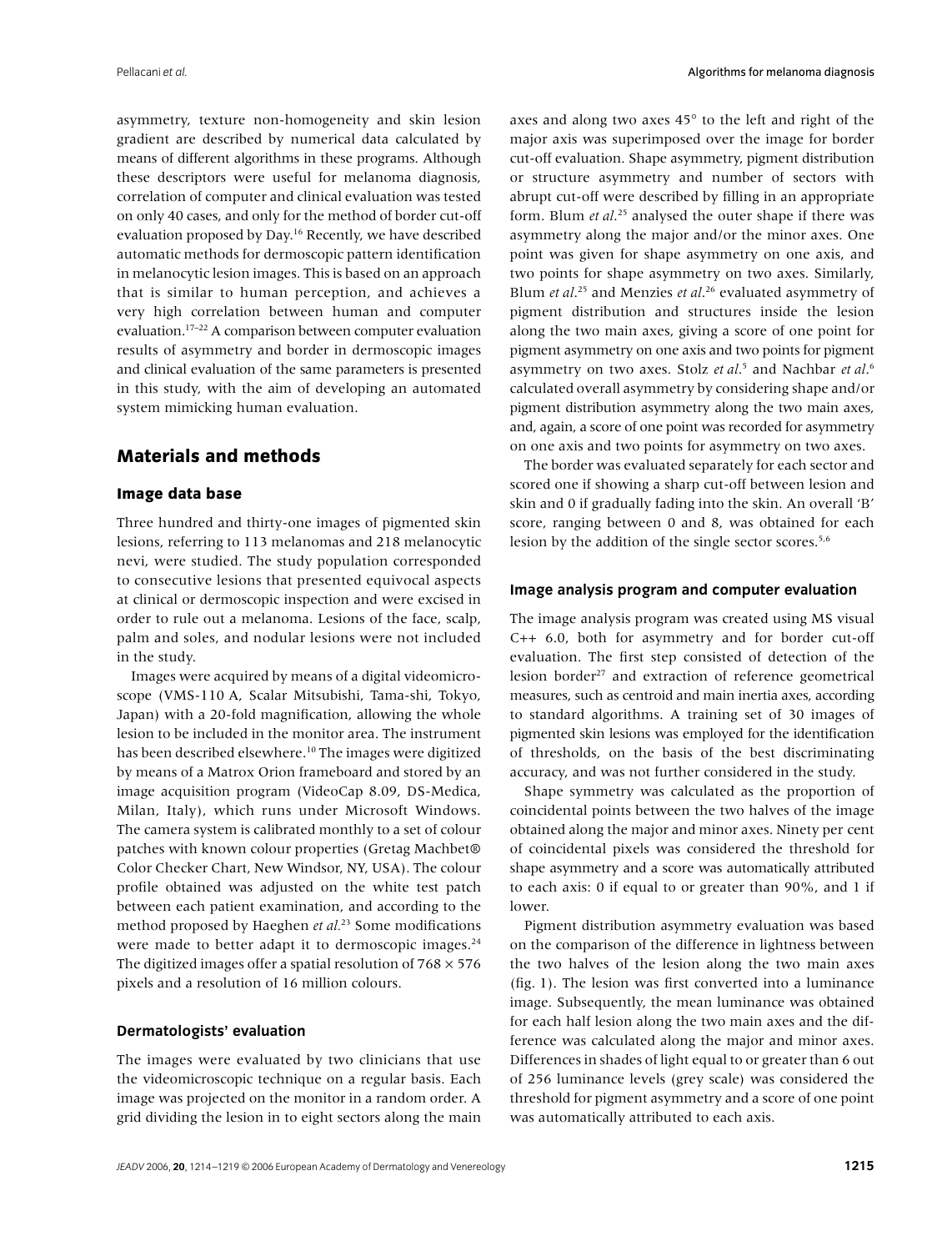asymmetry, texture non-homogeneity and skin lesion gradient are described by numerical data calculated by means of different algorithms in these programs. Although these descriptors were useful for melanoma diagnosis, correlation of computer and clinical evaluation was tested on only 40 cases, and only for the method of border cut-off evaluation proposed by Day.[16] Recently, we have described automatic methods for dermoscopic pattern identification in melanocytic lesion images. This is based on an approach that is similar to human perception, and achieves a very high correlation between human and computer evaluation.[17–22] A comparison between computer evaluation results of asymmetry and border in dermoscopic images and clinical evaluation of the same parameters is presented in this study, with the aim of developing an automated system mimicking human evaluation.

## Materials and methods

### Image data base

Three hundred and thirty-one images of pigmented skin lesions, referring to 113 melanomas and 218 melanocytic nevi, were studied. The study population corresponded to consecutive lesions that presented equivocal aspects at clinical or dermoscopic inspection and were excised in order to rule out a melanoma. Lesions of the face, scalp, palm and soles, and nodular lesions were not included in the study.

Images were acquired by means of a digital videomicroscope (VMS-110 A, Scalar Mitsubishi, Tama-shi, Tokyo, Japan) with a 20-fold magnification, allowing the whole lesion to be included in the monitor area. The instrument has been described elsewhere.[10] The images were digitized by means of a Matrox Orion frameboard and stored by an image acquisition program (VideoCap 8.09, DS-Medica, Milan, Italy), which runs under Microsoft Windows. The camera system is calibrated monthly to a set of colour patches with known colour properties (Gretag Machbet® Color Checker Chart, New Windsor, NY, USA). The colour profile obtained was adjusted on the white test patch between each patient examination, and according to the method proposed by Haeghen *et al.*[23] Some modifications were made to better adapt it to dermoscopic images.[24] The digitized images offer a spatial resolution of $768 \times 576$ pixels and a resolution of 16 million colours.

### Dermatologists' evaluation

The images were evaluated by two clinicians that use the videomicroscopic technique on a regular basis. Each image was projected on the monitor in a random order. A grid dividing the lesion in to eight sectors along the main axes and along two axes 45° to the left and right of the major axis was superimposed over the image for border cut-off evaluation. Shape asymmetry, pigment distribution or structure asymmetry and number of sectors with abrupt cut-off were described by filling in an appropriate form. Blum *et al.*[25] analysed the outer shape if there was asymmetry along the major and/or the minor axes. One point was given for shape asymmetry on one axis, and two points for shape asymmetry on two axes. Similarly, Blum *et al.*[25] and Menzies *et al.*[26] evaluated asymmetry of pigment distribution and structures inside the lesion along the two main axes, giving a score of one point for pigment asymmetry on one axis and two points for pigment asymmetry on two axes. Stolz *et al.*[5] and Nachbar *et al.*[6] calculated overall asymmetry by considering shape and/or pigment distribution asymmetry along the two main axes, and, again, a score of one point was recorded for asymmetry on one axis and two points for asymmetry on two axes.

The border was evaluated separately for each sector and scored one if showing a sharp cut-off between lesion and skin and 0 if gradually fading into the skin. An overall 'B' score, ranging between 0 and 8, was obtained for each lesion by the addition of the single sector scores.[5,6]

### Image analysis program and computer evaluation

The image analysis program was created using MS visual C++ 6.0, both for asymmetry and for border cut-off evaluation. The first step consisted of detection of the lesion border[27] and extraction of reference geometrical measures, such as centroid and main inertia axes, according to standard algorithms. A training set of 30 images of pigmented skin lesions was employed for the identification of thresholds, on the basis of the best discriminating accuracy, and was not further considered in the study.

Shape symmetry was calculated as the proportion of coincidental points between the two halves of the image obtained along the major and minor axes. Ninety per cent of coincidental pixels was considered the threshold for shape asymmetry and a score was automatically attributed to each axis: 0 if equal to or greater than 90%, and 1 if lower.

Pigment distribution asymmetry evaluation was based on the comparison of the difference in lightness between the two halves of the lesion along the two main axes (fig. 1). The lesion was first converted into a luminance image. Subsequently, the mean luminance was obtained for each half lesion along the two main axes and the difference was calculated along the major and minor axes. Differences in shades of light equal to or greater than 6 out of 256 luminance levels (grey scale) was considered the threshold for pigment asymmetry and a score of one point was automatically attributed to each axis.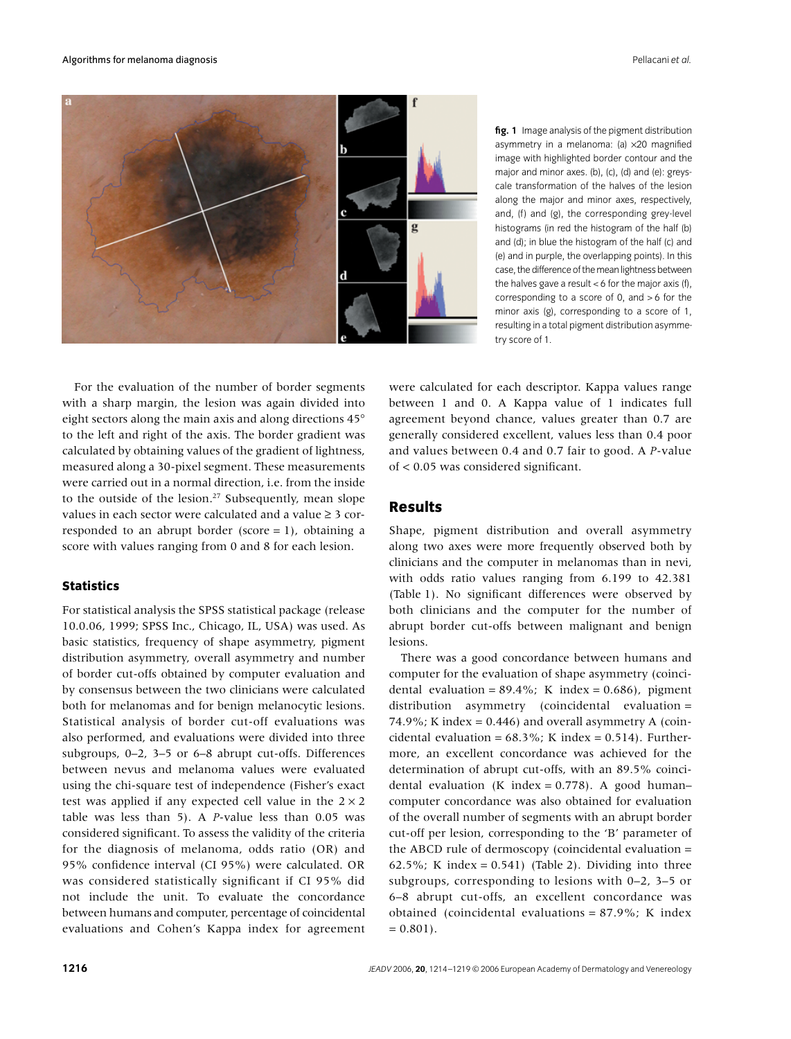**fig. 1** Image analysis of the pigment distribution asymmetry in a melanoma: (a) ×20 magnified image with highlighted border contour and the major and minor axes. (b), (c), (d) and (e): greyscale transformation of the halves of the lesion along the major and minor axes, respectively, and, (f) and (g), the corresponding grey-level histograms (in red the histogram of the half (b) and (d); in blue the histogram of the half (c) and (e) and in purple, the overlapping points). In this case, the difference of the mean lightness between the halves gave a result < 6 for the major axis (f), corresponding to a score of 0, and > 6 for the minor axis (g), corresponding to a score of 1, resulting in a total pigment distribution asymmetry score of 1.

For the evaluation of the number of border segments with a sharp margin, the lesion was again divided into eight sectors along the main axis and along directions 45° to the left and right of the axis. The border gradient was calculated by obtaining values of the gradient of lightness, measured along a 30-pixel segment. These measurements were carried out in a normal direction, i.e. from the inside to the outside of the lesion.[27] Subsequently, mean slope values in each sector were calculated and a value ≥ 3 corresponded to an abrupt border (score = 1), obtaining a score with values ranging from 0 and 8 for each lesion.

### Statistics

For statistical analysis the SPSS statistical package (release 10.0.06, 1999; SPSS Inc., Chicago, IL, USA) was used. As basic statistics, frequency of shape asymmetry, pigment distribution asymmetry, overall asymmetry and number of border cut-offs obtained by computer evaluation and by consensus between the two clinicians were calculated both for melanomas and for benign melanocytic lesions. Statistical analysis of border cut-off evaluations was also performed, and evaluations were divided into three subgroups, 0–2, 3–5 or 6–8 abrupt cut-offs. Differences between nevus and melanoma values were evaluated using the chi-square test of independence (Fisher's exact test was applied if any expected cell value in the $2 \times 2$ table was less than 5). A *P*-value less than 0.05 was considered significant. To assess the validity of the criteria for the diagnosis of melanoma, odds ratio (OR) and 95% confidence interval (CI 95%) were calculated. OR was considered statistically significant if CI 95% did not include the unit. To evaluate the concordance between humans and computer, percentage of coincidental evaluations and Cohen's Kappa index for agreement were calculated for each descriptor. Kappa values range between 1 and 0. A Kappa value of 1 indicates full agreement beyond chance, values greater than 0.7 are generally considered excellent, values less than 0.4 poor and values between 0.4 and 0.7 fair to good. A *P*-value of < 0.05 was considered significant.

## Results

Shape, pigment distribution and overall asymmetry along two axes were more frequently observed both by clinicians and the computer in melanomas than in nevi, with odds ratio values ranging from 6.199 to 42.381 (Table 1). No significant differences were observed by both clinicians and the computer for the number of abrupt border cut-offs between malignant and benign lesions.

There was a good concordance between humans and computer for the evaluation of shape asymmetry (coincidental evaluation = 89.4%; K index = 0.686), pigment distribution asymmetry (coincidental evaluation = 74.9%; K index = 0.446) and overall asymmetry A (coincidental evaluation = 68.3%; K index = 0.514). Furthermore, an excellent concordance was achieved for the determination of abrupt cut-offs, with an 89.5% coincidental evaluation (K index = 0.778). A good human–computer concordance was also obtained for evaluation of the overall number of segments with an abrupt border cut-off per lesion, corresponding to the 'B' parameter of the ABCD rule of dermoscopy (coincidental evaluation = 62.5%; K index = 0.541) (Table 2). Dividing into three subgroups, corresponding to lesions with 0–2, 3–5 or 6–8 abrupt cut-offs, an excellent concordance was obtained (coincidental evaluations = 87.9%; K index = 0.801).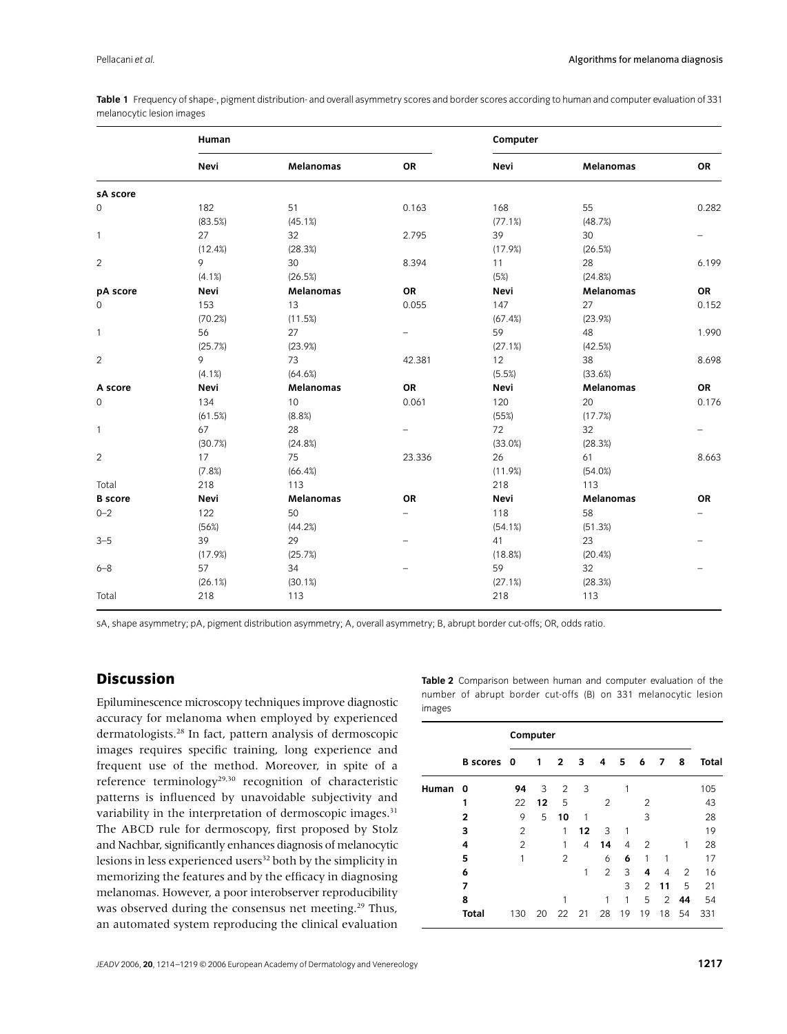**Table 1** Frequency of shape-, pigment distribution- and overall asymmetry scores and border scores according to human and computer evaluation of 331 melanocytic lesion images

| | Human | | | Computer | | |
|---|---|---|---|---|---|---|
| | **Nevi** | **Melanomas** | **OR** | **Nevi** | **Melanomas** | **OR** |
| **sA score** | | | | | | |
| 0 | 182 (83.5%) | 51 (45.1%) | 0.163 | 168 (77.1%) | 55 (48.7%) | 0.282 |
| 1 | 27 (12.4%) | 32 (28.3%) | 2.795 | 39 (17.9%) | 30 (26.5%) | – |
| 2 | 9 (4.1%) | 30 (26.5%) | 8.394 | 11 (5%) | 28 (24.8%) | 6.199 |
| **pA score** | **Nevi** | **Melanomas** | **OR** | **Nevi** | **Melanomas** | **OR** |
| 0 | 153 (70.2%) | 13 (11.5%) | 0.055 | 147 (67.4%) | 27 (23.9%) | 0.152 |
| 1 | 56 (25.7%) | 27 (23.9%) | – | 59 (27.1%) | 48 (42.5%) | 1.990 |
| 2 | 9 (4.1%) | 73 (64.6%) | 42.381 | 12 (5.5%) | 38 (33.6%) | 8.698 |
| **A score** | **Nevi** | **Melanomas** | **OR** | **Nevi** | **Melanomas** | **OR** |
| 0 | 134 (61.5%) | 10 (8.8%) | 0.061 | 120 (55%) | 20 (17.7%) | 0.176 |
| 1 | 67 (30.7%) | 28 (24.8%) | – | 72 (33.0%) | 32 (28.3%) | – |
| 2 | 17 (7.8%) | 75 (66.4%) | 23.336 | 26 (11.9%) | 61 (54.0%) | 8.663 |
| Total | 218 | 113 | | 218 | 113 | |
| **B score** | **Nevi** | **Melanomas** | **OR** | **Nevi** | **Melanomas** | **OR** |
| 0–2 | 122 (56%) | 50 (44.2%) | – | 118 (54.1%) | 58 (51.3%) | – |
| 3–5 | 39 (17.9%) | 29 (25.7%) | – | 41 (18.8%) | 23 (20.4%) | – |
| 6–8 | 57 (26.1%) | 34 (30.1%) | – | 59 (27.1%) | 32 (28.3%) | – |
| Total | 218 | 113 | | 218 | 113 | |

sA, shape asymmetry; pA, pigment distribution asymmetry; A, overall asymmetry; B, abrupt border cut-offs; OR, odds ratio.

## Discussion

Epiluminescence microscopy techniques improve diagnostic accuracy for melanoma when employed by experienced dermatologists.[28] In fact, pattern analysis of dermoscopic images requires specific training, long experience and frequent use of the method. Moreover, in spite of a reference terminology[29,30] recognition of characteristic patterns is influenced by unavoidable subjectivity and variability in the interpretation of dermoscopic images.[31] The ABCD rule for dermoscopy, first proposed by Stolz and Nachbar, significantly enhances diagnosis of melanocytic lesions in less experienced users[32] both by the simplicity in memorizing the features and by the efficacy in diagnosing melanomas. However, a poor interobserver reproducibility was observed during the consensus net meeting.[29] Thus, an automated system reproducing the clinical evaluation

**Table 2** Comparison between human and computer evaluation of the number of abrupt border cut-offs (B) on 331 melanocytic lesion images

| | | Computer | | | | | | | | | |
|---|---|---|---|---|---|---|---|---|---|---|---|
| | **B scores** | **0** | **1** | **2** | **3** | **4** | **5** | **6** | **7** | **8** | **Total** |
| **Human** | **0** | **94** | 3 | 2 | 3 | | 1 | | | | 105 |
| | **1** | 22 | **12** | 5 | | 2 | | 2 | | | 43 |
| | **2** | 9 | 5 | **10** | 1 | | | 3 | | | 28 |
| | **3** | 2 | | 1 | **12** | 3 | 1 | | | | 19 |
| | **4** | 2 | | 1 | 4 | **14** | 4 | 2 | | 1 | 28 |
| | **5** | 1 | | 2 | | 6 | **6** | 1 | 1 | | 17 |
| | **6** | | | | 1 | 2 | 3 | **4** | 4 | 2 | 16 |
| | **7** | | | | | | 3 | 2 | **11** | 5 | 21 |
| | **8** | | | 1 | | 1 | 1 | 5 | 2 | **44** | 54 |
| | **Total** | 130 | 20 | 22 | 21 | 28 | 19 | 19 | 18 | 54 | 331 |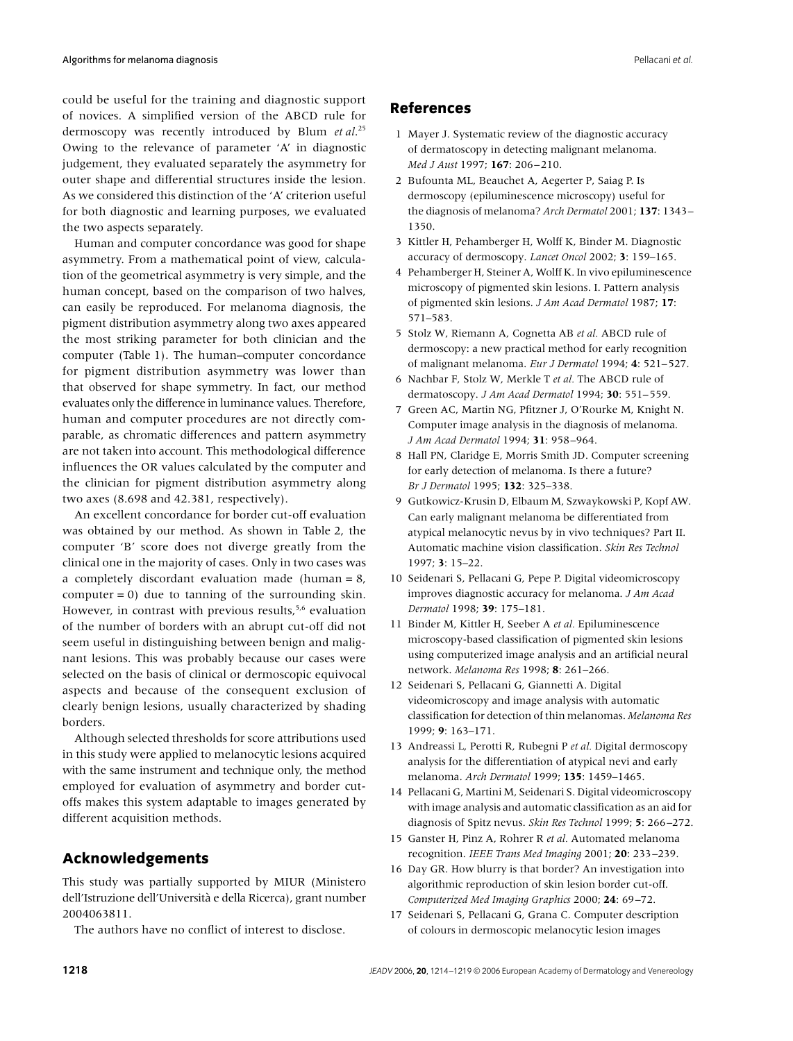could be useful for the training and diagnostic support of novices. A simplified version of the ABCD rule for dermoscopy was recently introduced by Blum *et al.*[25] Owing to the relevance of parameter 'A' in diagnostic judgement, they evaluated separately the asymmetry for outer shape and differential structures inside the lesion. As we considered this distinction of the 'A' criterion useful for both diagnostic and learning purposes, we evaluated the two aspects separately.

Human and computer concordance was good for shape asymmetry. From a mathematical point of view, calculation of the geometrical asymmetry is very simple, and the human concept, based on the comparison of two halves, can easily be reproduced. For melanoma diagnosis, the pigment distribution asymmetry along two axes appeared the most striking parameter for both clinician and the computer (Table 1). The human–computer concordance for pigment distribution asymmetry was lower than that observed for shape symmetry. In fact, our method evaluates only the difference in luminance values. Therefore, human and computer procedures are not directly comparable, as chromatic differences and pattern asymmetry are not taken into account. This methodological difference influences the OR values calculated by the computer and the clinician for pigment distribution asymmetry along two axes (8.698 and 42.381, respectively).

An excellent concordance for border cut-off evaluation was obtained by our method. As shown in Table 2, the computer 'B' score does not diverge greatly from the clinical one in the majority of cases. Only in two cases was a completely discordant evaluation made (human = 8, computer = 0) due to tanning of the surrounding skin. However, in contrast with previous results,[5,6] evaluation of the number of borders with an abrupt cut-off did not seem useful in distinguishing between benign and malignant lesions. This was probably because our cases were selected on the basis of clinical or dermoscopic equivocal aspects and because of the consequent exclusion of clearly benign lesions, usually characterized by shading borders.

Although selected thresholds for score attributions used in this study were applied to melanocytic lesions acquired with the same instrument and technique only, the method employed for evaluation of asymmetry and border cut-offs makes this system adaptable to images generated by different acquisition methods.

## Acknowledgements

This study was partially supported by MIUR (Ministero dell'Istruzione dell'Università e della Ricerca), grant number 2004063811.

The authors have no conflict of interest to disclose.

## References

1. Mayer J. Systematic review of the diagnostic accuracy of dermatoscopy in detecting malignant melanoma. *Med J Aust* 1997; **167**: 206–210.
2. Bufounta ML, Beauchet A, Aegerter P, Saiag P. Is dermoscopy (epiluminescence microscopy) useful for the diagnosis of melanoma? *Arch Dermatol* 2001; **137**: 1343–1350.
3. Kittler H, Pehamberger H, Wolff K, Binder M. Diagnostic accuracy of dermoscopy. *Lancet Oncol* 2002; **3**: 159–165.
4. Pehamberger H, Steiner A, Wolff K. In vivo epiluminescence microscopy of pigmented skin lesions. I. Pattern analysis of pigmented skin lesions. *J Am Acad Dermatol* 1987; **17**: 571–583.
5. Stolz W, Riemann A, Cognetta AB *et al.* ABCD rule of dermoscopy: a new practical method for early recognition of malignant melanoma. *Eur J Dermatol* 1994; **4**: 521–527.
6. Nachbar F, Stolz W, Merkle T *et al.* The ABCD rule of dermatoscopy. *J Am Acad Dermatol* 1994; **30**: 551–559.
7. Green AC, Martin NG, Pfitzner J, O'Rourke M, Knight N. Computer image analysis in the diagnosis of melanoma. *J Am Acad Dermatol* 1994; **31**: 958–964.
8. Hall PN, Claridge E, Morris Smith JD. Computer screening for early detection of melanoma. Is there a future? *Br J Dermatol* 1995; **132**: 325–338.
9. Gutkowicz-Krusin D, Elbaum M, Szwaykowski P, Kopf AW. Can early malignant melanoma be differentiated from atypical melanocytic nevus by in vivo techniques? Part II. Automatic machine vision classification. *Skin Res Technol* 1997; **3**: 15–22.
10. Seidenari S, Pellacani G, Pepe P. Digital videomicroscopy improves diagnostic accuracy for melanoma. *J Am Acad Dermatol* 1998; **39**: 175–181.
11. Binder M, Kittler H, Seeber A *et al.* Epiluminescence microscopy-based classification of pigmented skin lesions using computerized image analysis and an artificial neural network. *Melanoma Res* 1998; **8**: 261–266.
12. Seidenari S, Pellacani G, Giannetti A. Digital videomicroscopy and image analysis with automatic classification for detection of thin melanomas. *Melanoma Res* 1999; **9**: 163–171.
13. Andreassi L, Perotti R, Rubegni P *et al.* Digital dermoscopy analysis for the differentiation of atypical nevi and early melanoma. *Arch Dermatol* 1999; **135**: 1459–1465.
14. Pellacani G, Martini M, Seidenari S. Digital videomicroscopy with image analysis and automatic classification as an aid for diagnosis of Spitz nevus. *Skin Res Technol* 1999; **5**: 266–272.
15. Ganster H, Pinz A, Rohrer R *et al.* Automated melanoma recognition. *IEEE Trans Med Imaging* 2001; **20**: 233–239.
16. Day GR. How blurry is that border? An investigation into algorithmic reproduction of skin lesion border cut-off. *Computerized Med Imaging Graphics* 2000; **24**: 69–72.
17. Seidenari S, Pellacani G, Grana C. Computer description of colours in dermoscopic melanocytic lesion images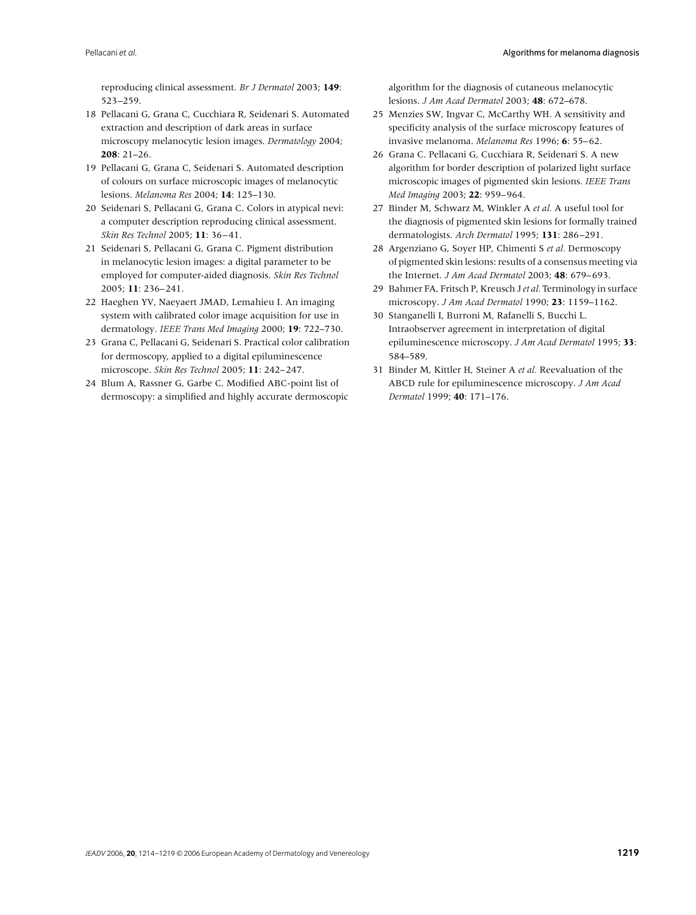reproducing clinical assessment. *Br J Dermatol* 2003; **149**: 523–259.

18 Pellacani G, Grana C, Cucchiara R, Seidenari S. Automated extraction and description of dark areas in surface microscopy melanocytic lesion images. *Dermatology* 2004; **208**: 21–26.

19 Pellacani G, Grana C, Seidenari S. Automated description of colours on surface microscopic images of melanocytic lesions. *Melanoma Res* 2004; **14**: 125–130.

20 Seidenari S, Pellacani G, Grana C. Colors in atypical nevi: a computer description reproducing clinical assessment. *Skin Res Technol* 2005; **11**: 36–41.

21 Seidenari S, Pellacani G, Grana C. Pigment distribution in melanocytic lesion images: a digital parameter to be employed for computer-aided diagnosis. *Skin Res Technol* 2005; **11**: 236–241.

22 Haeghen YV, Naeyaert JMAD, Lemahieu I. An imaging system with calibrated color image acquisition for use in dermatology. *IEEE Trans Med Imaging* 2000; **19**: 722–730.

23 Grana C, Pellacani G, Seidenari S. Practical color calibration for dermoscopy, applied to a digital epiluminescence microscope. *Skin Res Technol* 2005; **11**: 242–247.

24 Blum A, Rassner G, Garbe C. Modified ABC-point list of dermoscopy: a simplified and highly accurate dermoscopic algorithm for the diagnosis of cutaneous melanocytic lesions. *J Am Acad Dermatol* 2003; **48**: 672–678.

25 Menzies SW, Ingvar C, McCarthy WH. A sensitivity and specificity analysis of the surface microscopy features of invasive melanoma. *Melanoma Res* 1996; **6**: 55–62.

26 Grana C. Pellacani G, Cucchiara R, Seidenari S. A new algorithm for border description of polarized light surface microscopic images of pigmented skin lesions. *IEEE Trans Med Imaging* 2003; **22**: 959–964.

27 Binder M, Schwarz M, Winkler A *et al.* A useful tool for the diagnosis of pigmented skin lesions for formally trained dermatologists. *Arch Dermatol* 1995; **131**: 286–291.

28 Argenziano G, Soyer HP, Chimenti S *et al.* Dermoscopy of pigmented skin lesions: results of a consensus meeting via the Internet. *J Am Acad Dermatol* 2003; **48**: 679–693.

29 Bahmer FA, Fritsch P, Kreusch J *et al.* Terminology in surface microscopy. *J Am Acad Dermatol* 1990; **23**: 1159–1162.

30 Stanganelli I, Burroni M, Rafanelli S, Bucchi L. Intraobserver agreement in interpretation of digital epiluminescence microscopy. *J Am Acad Dermatol* 1995; **33**: 584–589.

31 Binder M, Kittler H, Steiner A *et al.* Reevaluation of the ABCD rule for epiluminescence microscopy. *J Am Acad Dermatol* 1999; **40**: 171–176.